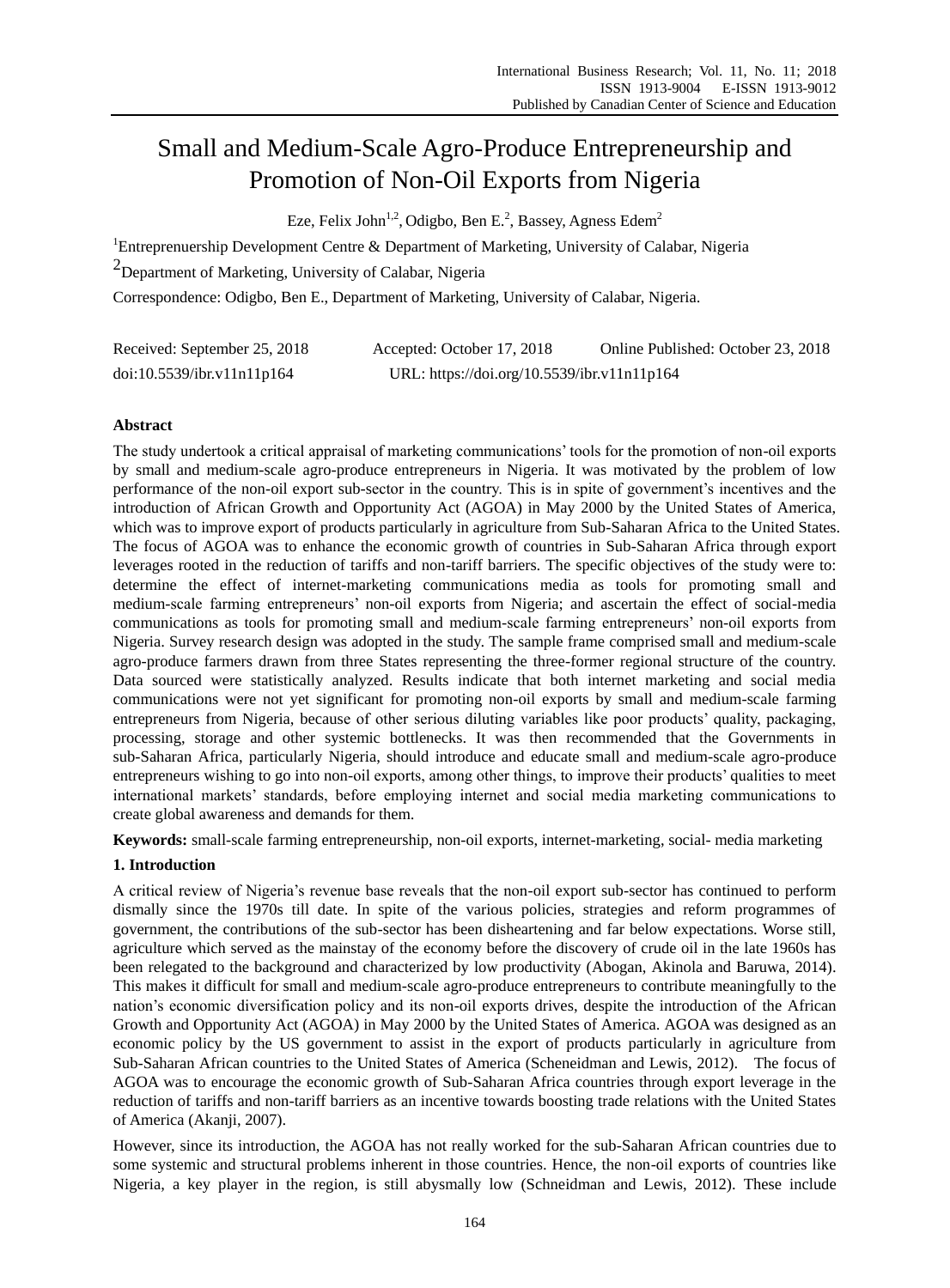# Small and Medium-Scale Agro-Produce Entrepreneurship and Promotion of Non-Oil Exports from Nigeria

Eze, Felix John[1,2], Odigbo, Ben E.[2], Bassey, Agness Edem[2]

[1]Entreprenuership Development Centre & Department of Marketing, University of Calabar, Nigeria

[2]Department of Marketing, University of Calabar, Nigeria

Correspondence: Odigbo, Ben E., Department of Marketing, University of Calabar, Nigeria.

Received: September 25, 2018 Accepted: October 17, 2018 Online Published: October 23, 2018

doi:10.5539/ibr.v11n11p164 URL: https://doi.org/10.5539/ibr.v11n11p164

## Abstract

The study undertook a critical appraisal of marketing communications' tools for the promotion of non-oil exports by small and medium-scale agro-produce entrepreneurs in Nigeria. It was motivated by the problem of low performance of the non-oil export sub-sector in the country. This is in spite of government's incentives and the introduction of African Growth and Opportunity Act (AGOA) in May 2000 by the United States of America, which was to improve export of products particularly in agriculture from Sub-Saharan Africa to the United States. The focus of AGOA was to enhance the economic growth of countries in Sub-Saharan Africa through export leverages rooted in the reduction of tariffs and non-tariff barriers. The specific objectives of the study were to: determine the effect of internet-marketing communications media as tools for promoting small and medium-scale farming entrepreneurs' non-oil exports from Nigeria; and ascertain the effect of social-media communications as tools for promoting small and medium-scale farming entrepreneurs' non-oil exports from Nigeria. Survey research design was adopted in the study. The sample frame comprised small and medium-scale agro-produce farmers drawn from three States representing the three-former regional structure of the country. Data sourced were statistically analyzed. Results indicate that both internet marketing and social media communications were not yet significant for promoting non-oil exports by small and medium-scale farming entrepreneurs from Nigeria, because of other serious diluting variables like poor products' quality, packaging, processing, storage and other systemic bottlenecks. It was then recommended that the Governments in sub-Saharan Africa, particularly Nigeria, should introduce and educate small and medium-scale agro-produce entrepreneurs wishing to go into non-oil exports, among other things, to improve their products' qualities to meet international markets' standards, before employing internet and social media marketing communications to create global awareness and demands for them.

**Keywords:** small-scale farming entrepreneurship, non-oil exports, internet-marketing, social- media marketing

## 1. Introduction

A critical review of Nigeria's revenue base reveals that the non-oil export sub-sector has continued to perform dismally since the 1970s till date. In spite of the various policies, strategies and reform programmes of government, the contributions of the sub-sector has been disheartening and far below expectations. Worse still, agriculture which served as the mainstay of the economy before the discovery of crude oil in the late 1960s has been relegated to the background and characterized by low productivity (Abogan, Akinola and Baruwa, 2014). This makes it difficult for small and medium-scale agro-produce entrepreneurs to contribute meaningfully to the nation's economic diversification policy and its non-oil exports drives, despite the introduction of the African Growth and Opportunity Act (AGOA) in May 2000 by the United States of America. AGOA was designed as an economic policy by the US government to assist in the export of products particularly in agriculture from Sub-Saharan African countries to the United States of America (Scheneidman and Lewis, 2012). The focus of AGOA was to encourage the economic growth of Sub-Saharan Africa countries through export leverage in the reduction of tariffs and non-tariff barriers as an incentive towards boosting trade relations with the United States of America (Akanji, 2007).

However, since its introduction, the AGOA has not really worked for the sub-Saharan African countries due to some systemic and structural problems inherent in those countries. Hence, the non-oil exports of countries like Nigeria, a key player in the region, is still abysmally low (Schneidman and Lewis, 2012). These include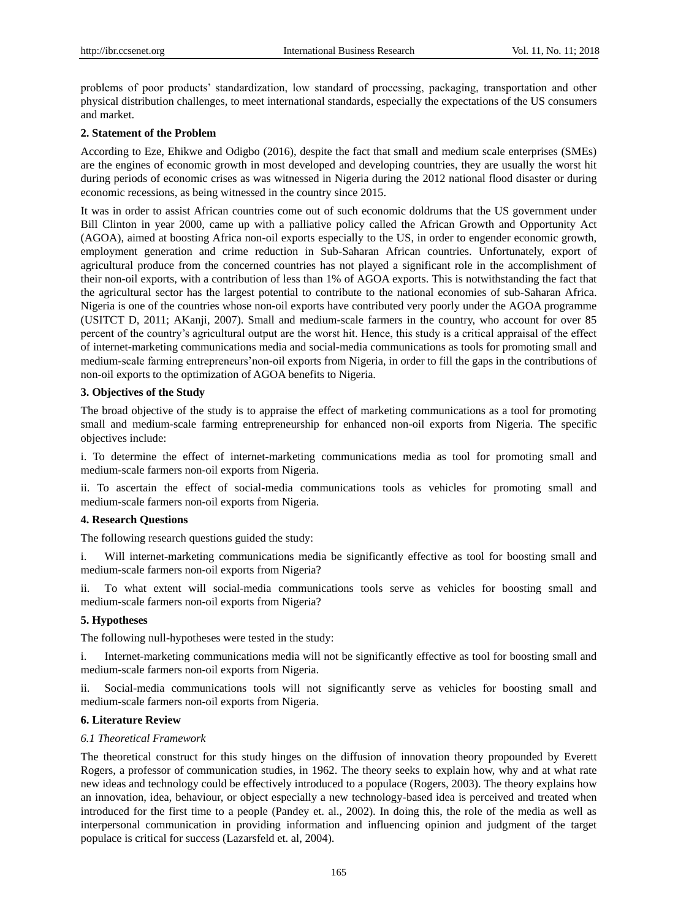problems of poor products' standardization, low standard of processing, packaging, transportation and other physical distribution challenges, to meet international standards, especially the expectations of the US consumers and market.

## 2. Statement of the Problem

According to Eze, Ehikwe and Odigbo (2016), despite the fact that small and medium scale enterprises (SMEs) are the engines of economic growth in most developed and developing countries, they are usually the worst hit during periods of economic crises as was witnessed in Nigeria during the 2012 national flood disaster or during economic recessions, as being witnessed in the country since 2015.

It was in order to assist African countries come out of such economic doldrums that the US government under Bill Clinton in year 2000, came up with a palliative policy called the African Growth and Opportunity Act (AGOA), aimed at boosting Africa non-oil exports especially to the US, in order to engender economic growth, employment generation and crime reduction in Sub-Saharan African countries. Unfortunately, export of agricultural produce from the concerned countries has not played a significant role in the accomplishment of their non-oil exports, with a contribution of less than 1% of AGOA exports. This is notwithstanding the fact that the agricultural sector has the largest potential to contribute to the national economies of sub-Saharan Africa. Nigeria is one of the countries whose non-oil exports have contributed very poorly under the AGOA programme (USITCT D, 2011; AKanji, 2007). Small and medium-scale farmers in the country, who account for over 85 percent of the country's agricultural output are the worst hit. Hence, this study is a critical appraisal of the effect of internet-marketing communications media and social-media communications as tools for promoting small and medium-scale farming entrepreneurs'non-oil exports from Nigeria, in order to fill the gaps in the contributions of non-oil exports to the optimization of AGOA benefits to Nigeria.

## 3. Objectives of the Study

The broad objective of the study is to appraise the effect of marketing communications as a tool for promoting small and medium-scale farming entrepreneurship for enhanced non-oil exports from Nigeria. The specific objectives include:

i. To determine the effect of internet-marketing communications media as tool for promoting small and medium-scale farmers non-oil exports from Nigeria.

ii. To ascertain the effect of social-media communications tools as vehicles for promoting small and medium-scale farmers non-oil exports from Nigeria.

## 4. Research Questions

The following research questions guided the study:

i. Will internet-marketing communications media be significantly effective as tool for boosting small and medium-scale farmers non-oil exports from Nigeria?

ii. To what extent will social-media communications tools serve as vehicles for boosting small and medium-scale farmers non-oil exports from Nigeria?

## 5. Hypotheses

The following null-hypotheses were tested in the study:

i. Internet-marketing communications media will not be significantly effective as tool for boosting small and medium-scale farmers non-oil exports from Nigeria.

ii. Social-media communications tools will not significantly serve as vehicles for boosting small and medium-scale farmers non-oil exports from Nigeria.

## 6. Literature Review

### *6.1 Theoretical Framework*

The theoretical construct for this study hinges on the diffusion of innovation theory propounded by Everett Rogers, a professor of communication studies, in 1962. The theory seeks to explain how, why and at what rate new ideas and technology could be effectively introduced to a populace (Rogers, 2003). The theory explains how an innovation, idea, behaviour, or object especially a new technology-based idea is perceived and treated when introduced for the first time to a people (Pandey et. al., 2002). In doing this, the role of the media as well as interpersonal communication in providing information and influencing opinion and judgment of the target populace is critical for success (Lazarsfeld et. al, 2004).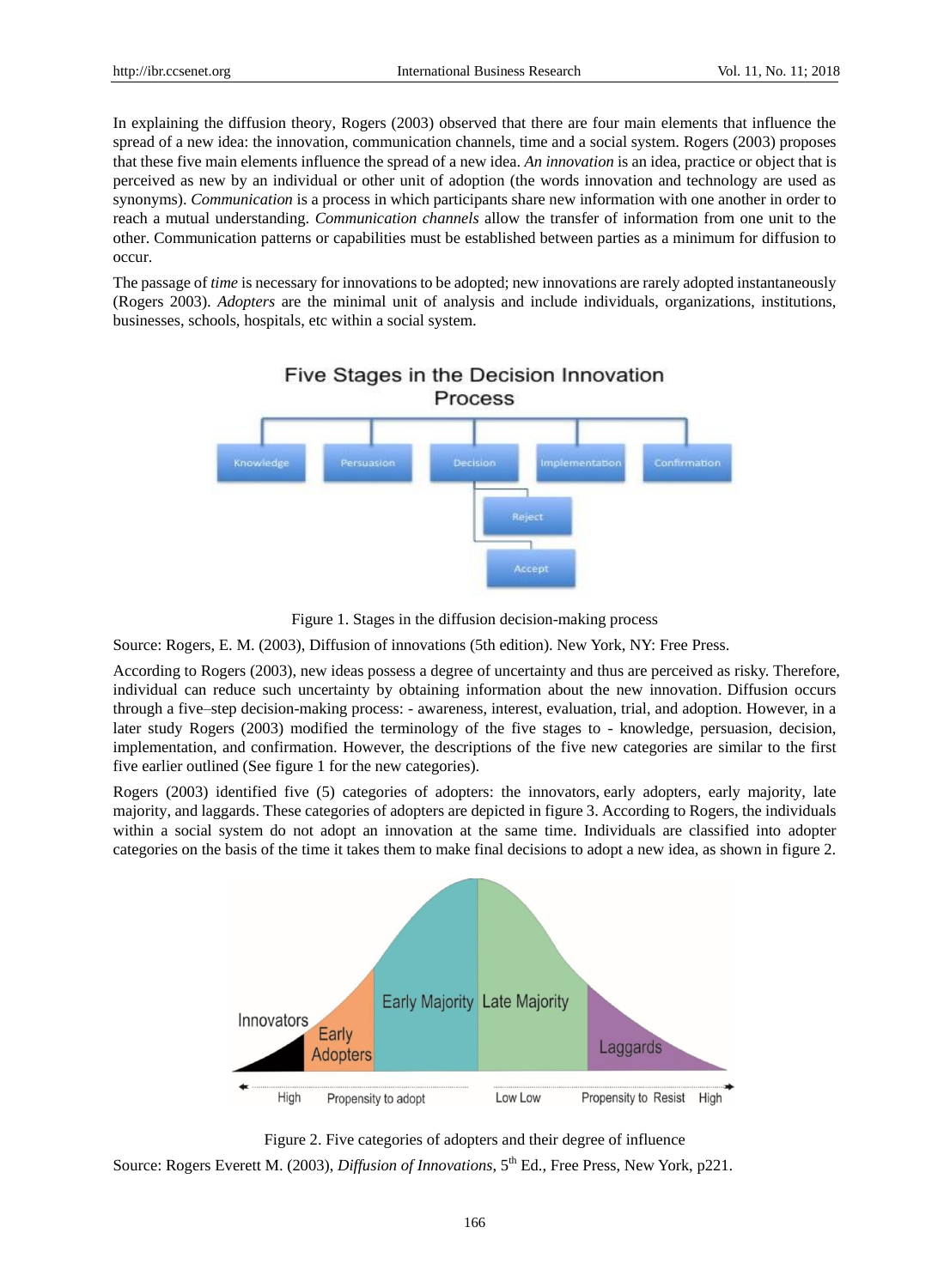In explaining the diffusion theory, Rogers (2003) observed that there are four main elements that influence the spread of a new idea: the innovation, communication channels, time and a social system. Rogers (2003) proposes that these five main elements influence the spread of a new idea. *An innovation* is an idea, practice or object that is perceived as new by an individual or other unit of adoption (the words innovation and technology are used as synonyms). *Communication* is a process in which participants share new information with one another in order to reach a mutual understanding. *Communication channels* allow the transfer of information from one unit to the other. Communication patterns or capabilities must be established between parties as a minimum for diffusion to occur.

The passage of *time* is necessary for innovations to be adopted; new innovations are rarely adopted instantaneously (Rogers 2003). *Adopters* are the minimal unit of analysis and include individuals, organizations, institutions, businesses, schools, hospitals, etc within a social system.

Five Stages in the Decision Innovation Process

Knowledge | Persuasion | Decision | Implementation | Confirmation

Reject

Accept

Figure 1. Stages in the diffusion decision-making process

Source: Rogers, E. M. (2003), Diffusion of innovations (5th edition). New York, NY: Free Press.

According to Rogers (2003), new ideas possess a degree of uncertainty and thus are perceived as risky. Therefore, individual can reduce such uncertainty by obtaining information about the new innovation. Diffusion occurs through a five–step decision-making process: - awareness, interest, evaluation, trial, and adoption. However, in a later study Rogers (2003) modified the terminology of the five stages to - knowledge, persuasion, decision, implementation, and confirmation. However, the descriptions of the five new categories are similar to the first five earlier outlined (See figure 1 for the new categories).

Rogers (2003) identified five (5) categories of adopters: the innovators, early adopters, early majority, late majority, and laggards. These categories of adopters are depicted in figure 3. According to Rogers, the individuals within a social system do not adopt an innovation at the same time. Individuals are classified into adopter categories on the basis of the time it takes them to make final decisions to adopt a new idea, as shown in figure 2.

Innovators | Early Adopters | Early Majority | Late Majority | Laggards

High Propensity to adopt Low Low Propensity to Resist High

Figure 2. Five categories of adopters and their degree of influence

Source: Rogers Everett M. (2003), *Diffusion of Innovations*, 5th Ed., Free Press, New York, p221.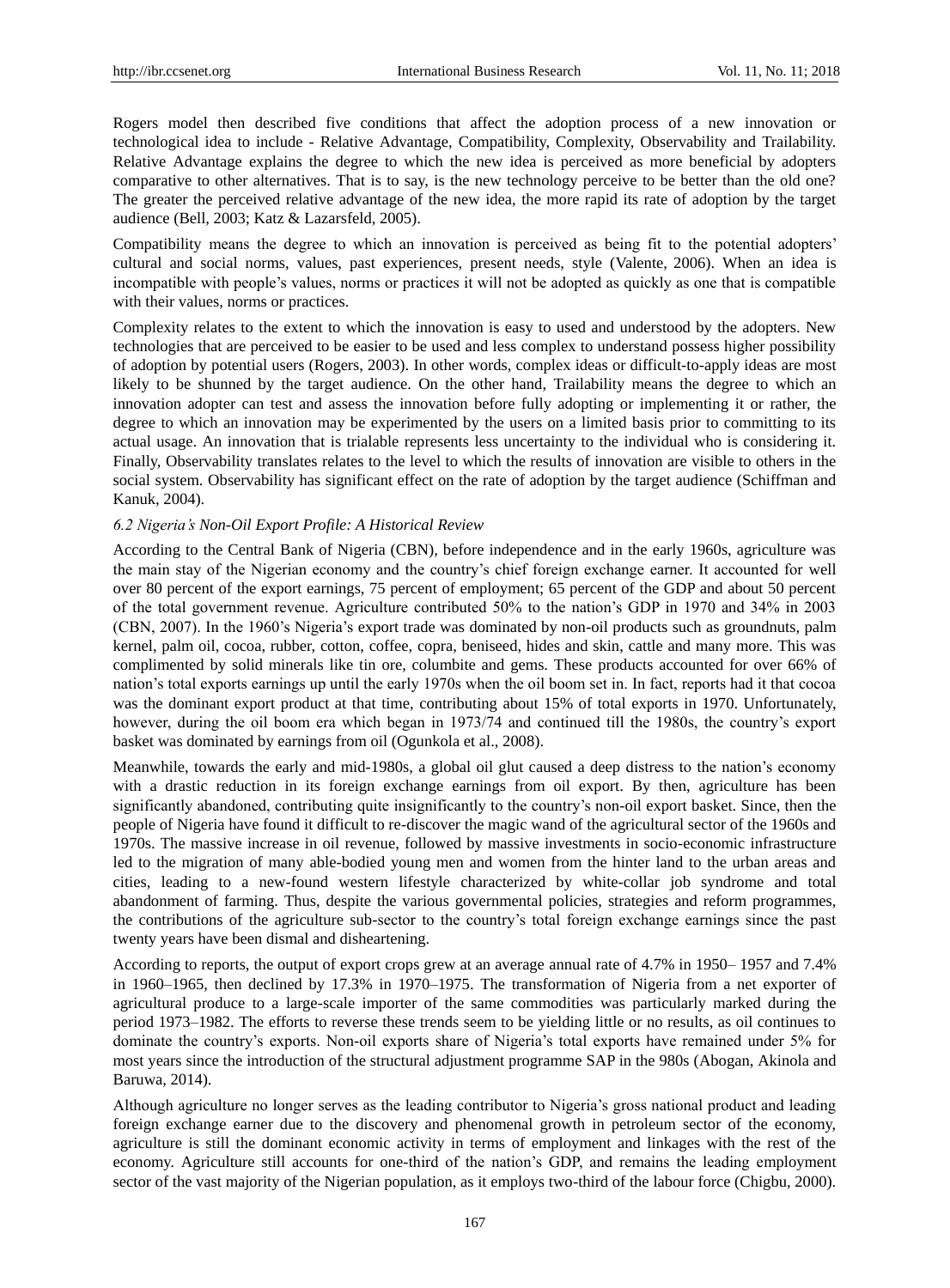Rogers model then described five conditions that affect the adoption process of a new innovation or technological idea to include - Relative Advantage, Compatibility, Complexity, Observability and Trailability. Relative Advantage explains the degree to which the new idea is perceived as more beneficial by adopters comparative to other alternatives. That is to say, is the new technology perceive to be better than the old one? The greater the perceived relative advantage of the new idea, the more rapid its rate of adoption by the target audience (Bell, 2003; Katz & Lazarsfeld, 2005).

Compatibility means the degree to which an innovation is perceived as being fit to the potential adopters' cultural and social norms, values, past experiences, present needs, style (Valente, 2006). When an idea is incompatible with people's values, norms or practices it will not be adopted as quickly as one that is compatible with their values, norms or practices.

Complexity relates to the extent to which the innovation is easy to used and understood by the adopters. New technologies that are perceived to be easier to be used and less complex to understand possess higher possibility of adoption by potential users (Rogers, 2003). In other words, complex ideas or difficult-to-apply ideas are most likely to be shunned by the target audience. On the other hand, Trailability means the degree to which an innovation adopter can test and assess the innovation before fully adopting or implementing it or rather, the degree to which an innovation may be experimented by the users on a limited basis prior to committing to its actual usage. An innovation that is trialable represents less uncertainty to the individual who is considering it. Finally, Observability translates relates to the level to which the results of innovation are visible to others in the social system. Observability has significant effect on the rate of adoption by the target audience (Schiffman and Kanuk, 2004).

### *6.2 Nigeria's Non-Oil Export Profile: A Historical Review*

According to the Central Bank of Nigeria (CBN), before independence and in the early 1960s, agriculture was the main stay of the Nigerian economy and the country's chief foreign exchange earner. It accounted for well over 80 percent of the export earnings, 75 percent of employment; 65 percent of the GDP and about 50 percent of the total government revenue. Agriculture contributed 50% to the nation's GDP in 1970 and 34% in 2003 (CBN, 2007). In the 1960's Nigeria's export trade was dominated by non-oil products such as groundnuts, palm kernel, palm oil, cocoa, rubber, cotton, coffee, copra, beniseed, hides and skin, cattle and many more. This was complimented by solid minerals like tin ore, columbite and gems. These products accounted for over 66% of nation's total exports earnings up until the early 1970s when the oil boom set in. In fact, reports had it that cocoa was the dominant export product at that time, contributing about 15% of total exports in 1970. Unfortunately, however, during the oil boom era which began in 1973/74 and continued till the 1980s, the country's export basket was dominated by earnings from oil (Ogunkola et al., 2008).

Meanwhile, towards the early and mid-1980s, a global oil glut caused a deep distress to the nation's economy with a drastic reduction in its foreign exchange earnings from oil export. By then, agriculture has been significantly abandoned, contributing quite insignificantly to the country's non-oil export basket. Since, then the people of Nigeria have found it difficult to re-discover the magic wand of the agricultural sector of the 1960s and 1970s. The massive increase in oil revenue, followed by massive investments in socio-economic infrastructure led to the migration of many able-bodied young men and women from the hinter land to the urban areas and cities, leading to a new-found western lifestyle characterized by white-collar job syndrome and total abandonment of farming. Thus, despite the various governmental policies, strategies and reform programmes, the contributions of the agriculture sub-sector to the country's total foreign exchange earnings since the past twenty years have been dismal and disheartening.

According to reports, the output of export crops grew at an average annual rate of 4.7% in 1950– 1957 and 7.4% in 1960–1965, then declined by 17.3% in 1970–1975. The transformation of Nigeria from a net exporter of agricultural produce to a large-scale importer of the same commodities was particularly marked during the period 1973–1982. The efforts to reverse these trends seem to be yielding little or no results, as oil continues to dominate the country's exports. Non-oil exports share of Nigeria's total exports have remained under 5% for most years since the introduction of the structural adjustment programme SAP in the 980s (Abogan, Akinola and Baruwa, 2014).

Although agriculture no longer serves as the leading contributor to Nigeria's gross national product and leading foreign exchange earner due to the discovery and phenomenal growth in petroleum sector of the economy, agriculture is still the dominant economic activity in terms of employment and linkages with the rest of the economy. Agriculture still accounts for one-third of the nation's GDP, and remains the leading employment sector of the vast majority of the Nigerian population, as it employs two-third of the labour force (Chigbu, 2000).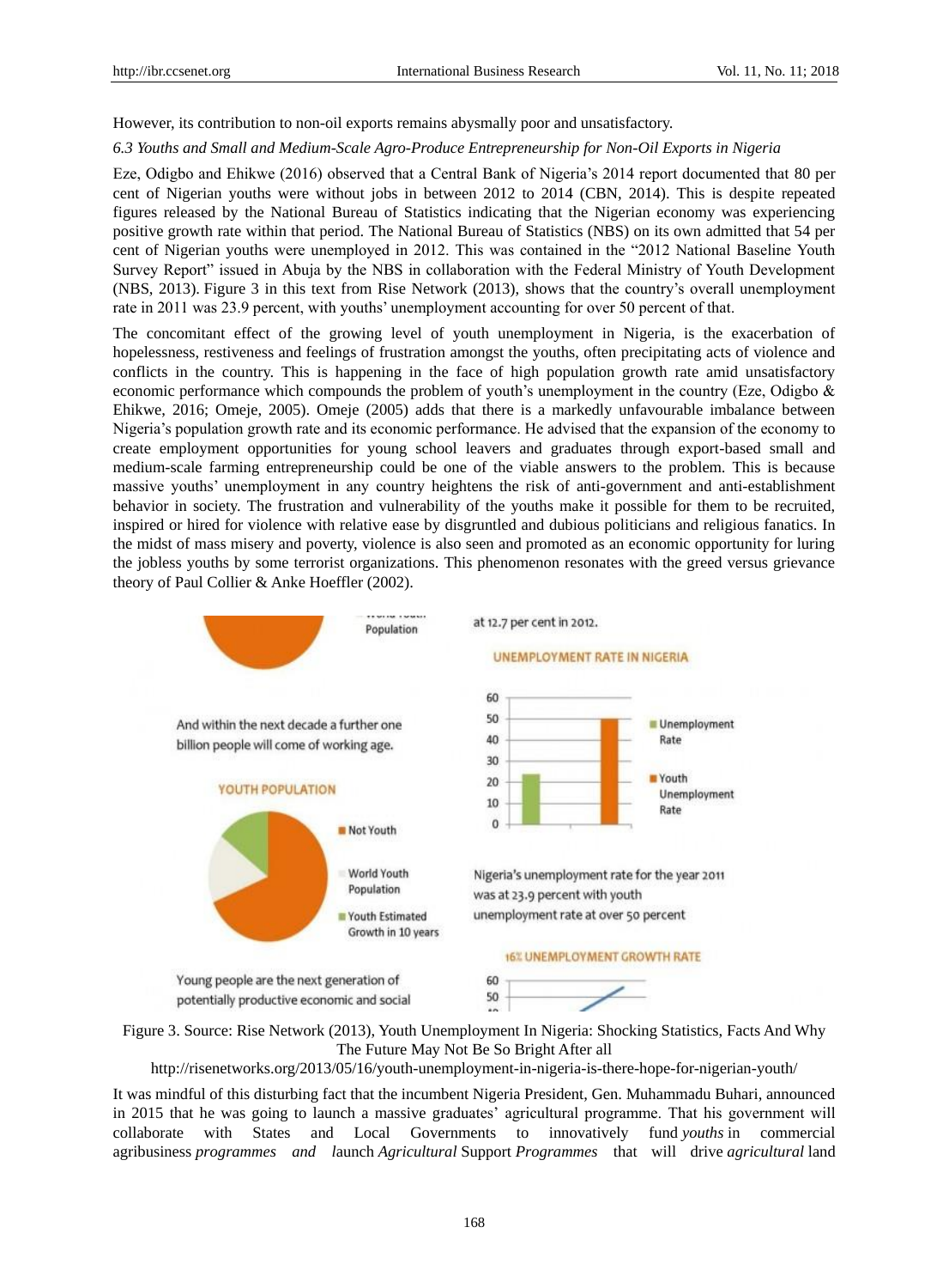However, its contribution to non-oil exports remains abysmally poor and unsatisfactory.

*6.3 Youths and Small and Medium-Scale Agro-Produce Entrepreneurship for Non-Oil Exports in Nigeria*

Eze, Odigbo and Ehikwe (2016) observed that a Central Bank of Nigeria's 2014 report documented that 80 per cent of Nigerian youths were without jobs in between 2012 to 2014 (CBN, 2014). This is despite repeated figures released by the National Bureau of Statistics indicating that the Nigerian economy was experiencing positive growth rate within that period. The National Bureau of Statistics (NBS) on its own admitted that 54 per cent of Nigerian youths were unemployed in 2012. This was contained in the "2012 National Baseline Youth Survey Report" issued in Abuja by the NBS in collaboration with the Federal Ministry of Youth Development (NBS, 2013). Figure 3 in this text from Rise Network (2013), shows that the country's overall unemployment rate in 2011 was 23.9 percent, with youths' unemployment accounting for over 50 percent of that.

The concomitant effect of the growing level of youth unemployment in Nigeria, is the exacerbation of hopelessness, restiveness and feelings of frustration amongst the youths, often precipitating acts of violence and conflicts in the country. This is happening in the face of high population growth rate amid unsatisfactory economic performance which compounds the problem of youth's unemployment in the country (Eze, Odigbo & Ehikwe, 2016; Omeje, 2005). Omeje (2005) adds that there is a markedly unfavourable imbalance between Nigeria's population growth rate and its economic performance. He advised that the expansion of the economy to create employment opportunities for young school leavers and graduates through export-based small and medium-scale farming entrepreneurship could be one of the viable answers to the problem. This is because massive youths' unemployment in any country heightens the risk of anti-government and anti-establishment behavior in society. The frustration and vulnerability of the youths make it possible for them to be recruited, inspired or hired for violence with relative ease by disgruntled and dubious politicians and religious fanatics. In the midst of mass misery and poverty, violence is also seen and promoted as an economic opportunity for luring the jobless youths by some terrorist organizations. This phenomenon resonates with the greed versus grievance theory of Paul Collier & Anke Hoeffler (2002).

Figure 3. Source: Rise Network (2013), Youth Unemployment In Nigeria: Shocking Statistics, Facts And Why The Future May Not Be So Bright After all

http://risenetworks.org/2013/05/16/youth-unemployment-in-nigeria-is-there-hope-for-nigerian-youth/

It was mindful of this disturbing fact that the incumbent Nigeria President, Gen. Muhammadu Buhari, announced in 2015 that he was going to launch a massive graduates' agricultural programme. That his government will collaborate with States and Local Governments to innovatively fund *youths* in commercial agribusiness *programmes and* launch *Agricultural* Support *Programmes* that will drive *agricultural* land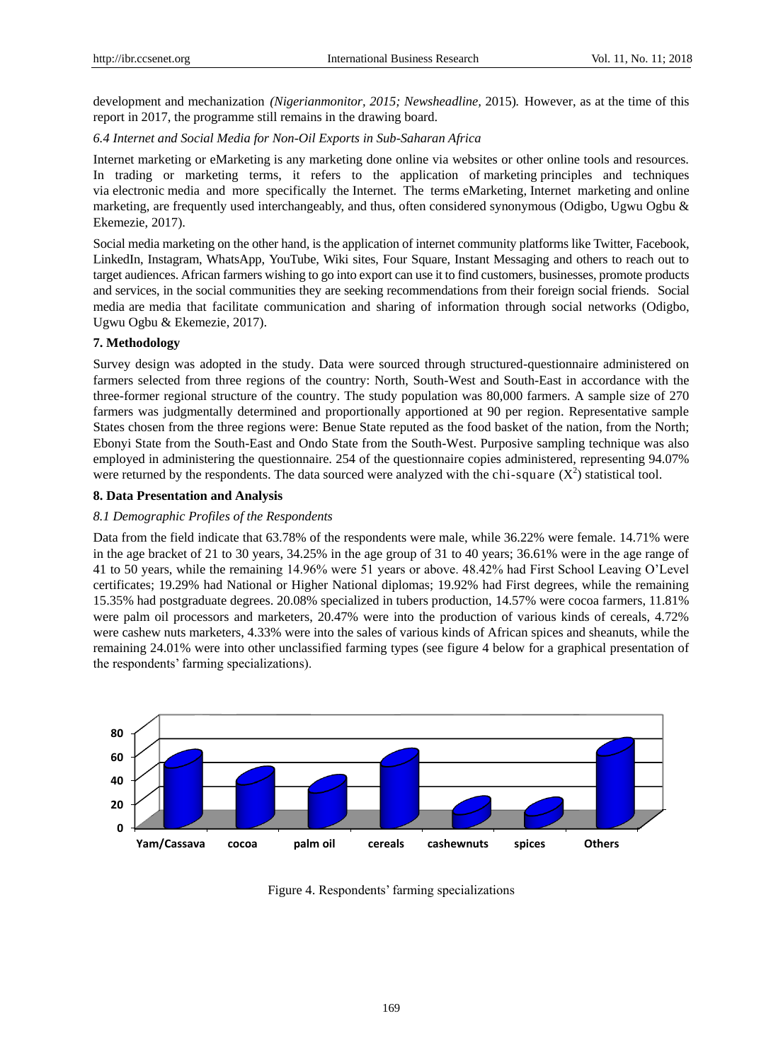development and mechanization *(Nigerianmonitor, 2015; Newsheadline,* 2015)*.* However, as at the time of this report in 2017, the programme still remains in the drawing board.

### *6.4 Internet and Social Media for Non-Oil Exports in Sub-Saharan Africa*

Internet marketing or eMarketing is any marketing done online via websites or other online tools and resources. In trading or marketing terms, it refers to the application of marketing principles and techniques via electronic media and more specifically the Internet. The terms eMarketing, Internet marketing and online marketing, are frequently used interchangeably, and thus, often considered synonymous (Odigbo, Ugwu Ogbu & Ekemezie, 2017).

Social media marketing on the other hand, is the application of internet community platforms like Twitter, Facebook, LinkedIn, Instagram, WhatsApp, YouTube, Wiki sites, Four Square, Instant Messaging and others to reach out to target audiences. African farmers wishing to go into export can use it to find customers, businesses, promote products and services, in the social communities they are seeking recommendations from their foreign social friends. Social media are media that facilitate communication and sharing of information through social networks (Odigbo, Ugwu Ogbu & Ekemezie, 2017).

## **7. Methodology**

Survey design was adopted in the study. Data were sourced through structured-questionnaire administered on farmers selected from three regions of the country: North, South-West and South-East in accordance with the three-former regional structure of the country. The study population was 80,000 farmers. A sample size of 270 farmers was judgmentally determined and proportionally apportioned at 90 per region. Representative sample States chosen from the three regions were: Benue State reputed as the food basket of the nation, from the North; Ebonyi State from the South-East and Ondo State from the South-West. Purposive sampling technique was also employed in administering the questionnaire. 254 of the questionnaire copies administered, representing 94.07% were returned by the respondents. The data sourced were analyzed with the chi-square ($X^2$) statistical tool.

## **8. Data Presentation and Analysis**

### *8.1 Demographic Profiles of the Respondents*

Data from the field indicate that 63.78% of the respondents were male, while 36.22% were female. 14.71% were in the age bracket of 21 to 30 years, 34.25% in the age group of 31 to 40 years; 36.61% were in the age range of 41 to 50 years, while the remaining 14.96% were 51 years or above. 48.42% had First School Leaving O'Level certificates; 19.29% had National or Higher National diplomas; 19.92% had First degrees, while the remaining 15.35% had postgraduate degrees. 20.08% specialized in tubers production, 14.57% were cocoa farmers, 11.81% were palm oil processors and marketers, 20.47% were into the production of various kinds of cereals, 4.72% were cashew nuts marketers, 4.33% were into the sales of various kinds of African spices and sheanuts, while the remaining 24.01% were into other unclassified farming types (see figure 4 below for a graphical presentation of the respondents' farming specializations).

Figure 4. Respondents' farming specializations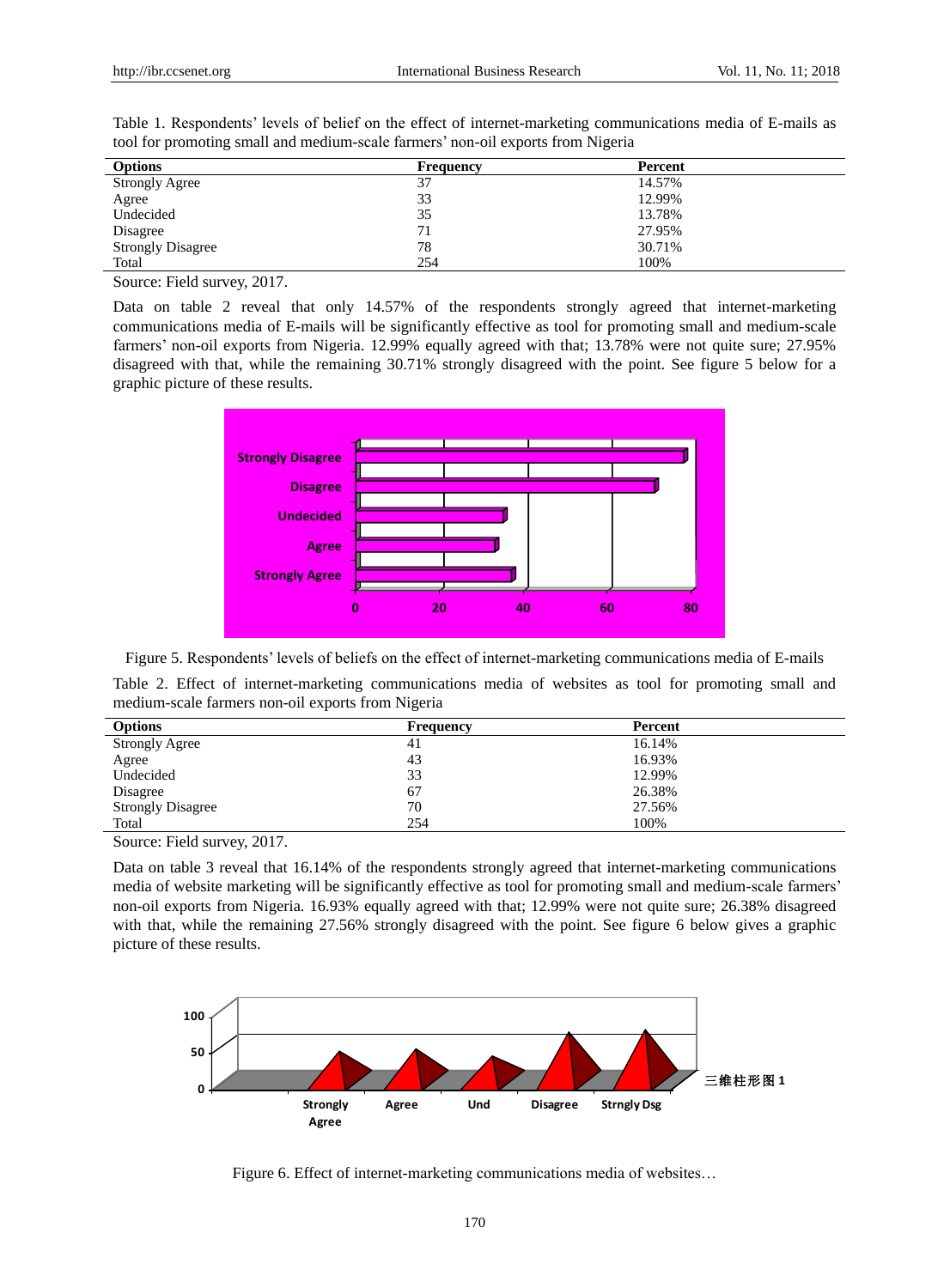Table 1. Respondents' levels of belief on the effect of internet-marketing communications media of E-mails as tool for promoting small and medium-scale farmers' non-oil exports from Nigeria

| Options | Frequency | Percent |
|---|---|---|
| Strongly Agree | 37 | 14.57% |
| Agree | 33 | 12.99% |
| Undecided | 35 | 13.78% |
| Disagree | 71 | 27.95% |
| Strongly Disagree | 78 | 30.71% |
| Total | 254 | 100% |

Source: Field survey, 2017.

Data on table 2 reveal that only 14.57% of the respondents strongly agreed that internet-marketing communications media of E-mails will be significantly effective as tool for promoting small and medium-scale farmers' non-oil exports from Nigeria. 12.99% equally agreed with that; 13.78% were not quite sure; 27.95% disagreed with that, while the remaining 30.71% strongly disagreed with the point. See figure 5 below for a graphic picture of these results.

Figure 5. Respondents' levels of beliefs on the effect of internet-marketing communications media of E-mails

Table 2. Effect of internet-marketing communications media of websites as tool for promoting small and medium-scale farmers non-oil exports from Nigeria

| Options | Frequency | Percent |
|---|---|---|
| Strongly Agree | 41 | 16.14% |
| Agree | 43 | 16.93% |
| Undecided | 33 | 12.99% |
| Disagree | 67 | 26.38% |
| Strongly Disagree | 70 | 27.56% |
| Total | 254 | 100% |

Source: Field survey, 2017.

Data on table 3 reveal that 16.14% of the respondents strongly agreed that internet-marketing communications media of website marketing will be significantly effective as tool for promoting small and medium-scale farmers' non-oil exports from Nigeria. 16.93% equally agreed with that; 12.99% were not quite sure; 26.38% disagreed with that, while the remaining 27.56% strongly disagreed with the point. See figure 6 below gives a graphic picture of these results.

Figure 6. Effect of internet-marketing communications media of websites…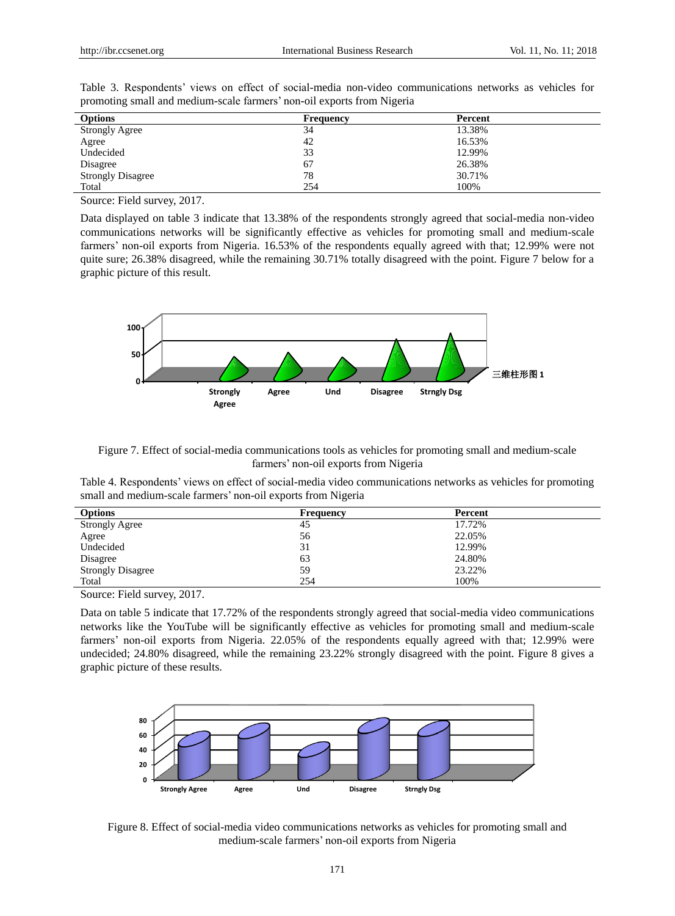Table 3. Respondents' views on effect of social-media non-video communications networks as vehicles for promoting small and medium-scale farmers' non-oil exports from Nigeria

| Options | Frequency | Percent |
|---|---|---|
| Strongly Agree | 34 | 13.38% |
| Agree | 42 | 16.53% |
| Undecided | 33 | 12.99% |
| Disagree | 67 | 26.38% |
| Strongly Disagree | 78 | 30.71% |
| Total | 254 | 100% |

Source: Field survey, 2017.

Data displayed on table 3 indicate that 13.38% of the respondents strongly agreed that social-media non-video communications networks will be significantly effective as vehicles for promoting small and medium-scale farmers' non-oil exports from Nigeria. 16.53% of the respondents equally agreed with that; 12.99% were not quite sure; 26.38% disagreed, while the remaining 30.71% totally disagreed with the point. Figure 7 below for a graphic picture of this result.

Figure 7. Effect of social-media communications tools as vehicles for promoting small and medium-scale farmers' non-oil exports from Nigeria

Table 4. Respondents' views on effect of social-media video communications networks as vehicles for promoting small and medium-scale farmers' non-oil exports from Nigeria

| Options | Frequency | Percent |
|---|---|---|
| Strongly Agree | 45 | 17.72% |
| Agree | 56 | 22.05% |
| Undecided | 31 | 12.99% |
| Disagree | 63 | 24.80% |
| Strongly Disagree | 59 | 23.22% |
| Total | 254 | 100% |

Source: Field survey, 2017.

Data on table 5 indicate that 17.72% of the respondents strongly agreed that social-media video communications networks like the YouTube will be significantly effective as vehicles for promoting small and medium-scale farmers' non-oil exports from Nigeria. 22.05% of the respondents equally agreed with that; 12.99% were undecided; 24.80% disagreed, while the remaining 23.22% strongly disagreed with the point. Figure 8 gives a graphic picture of these results.

Figure 8. Effect of social-media video communications networks as vehicles for promoting small and medium-scale farmers' non-oil exports from Nigeria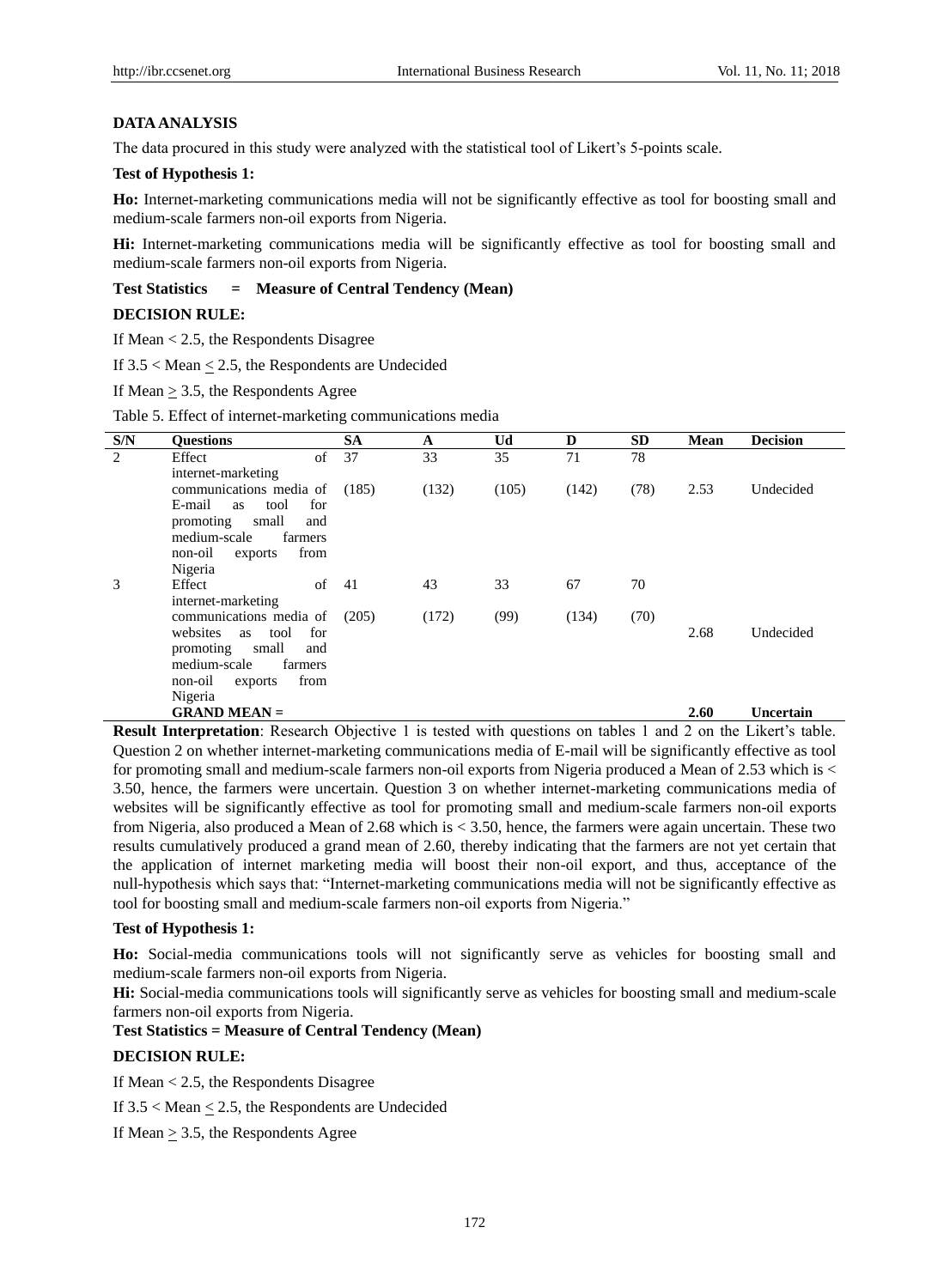**DATA ANALYSIS**

The data procured in this study were analyzed with the statistical tool of Likert's 5-points scale.

**Test of Hypothesis 1:**

**Ho:** Internet-marketing communications media will not be significantly effective as tool for boosting small and medium-scale farmers non-oil exports from Nigeria.

**Hi:** Internet-marketing communications media will be significantly effective as tool for boosting small and medium-scale farmers non-oil exports from Nigeria.

**Test Statistics = Measure of Central Tendency (Mean)**

**DECISION RULE:**

If Mean < 2.5, the Respondents Disagree

If 3.5 < Mean $\leq$ 2.5, the Respondents are Undecided

If Mean $\geq$ 3.5, the Respondents Agree

Table 5. Effect of internet-marketing communications media

| S/N | Questions | SA | A | Ud | D | SD | Mean | Decision |
|---|---|---|---|---|---|---|---|---|
| 2 | Effect of internet-marketing communications media of E-mail as tool for promoting small and medium-scale farmers non-oil exports from Nigeria | 37<br>(185) | 33<br>(132) | 35<br>(105) | 71<br>(142) | 78<br>(78) | 2.53 | Undecided |
| 3 | Effect of internet-marketing communications media of websites as tool for promoting small and medium-scale farmers non-oil exports from Nigeria | 41<br>(205) | 43<br>(172) | 33<br>(99) | 67<br>(134) | 70<br>(70) | 2.68 | Undecided |
| | **GRAND MEAN =** | | | | | | **2.60** | **Uncertain** |

**Result Interpretation**: Research Objective 1 is tested with questions on tables 1 and 2 on the Likert's table. Question 2 on whether internet-marketing communications media of E-mail will be significantly effective as tool for promoting small and medium-scale farmers non-oil exports from Nigeria produced a Mean of 2.53 which is < 3.50, hence, the farmers were uncertain. Question 3 on whether internet-marketing communications media of websites will be significantly effective as tool for promoting small and medium-scale farmers non-oil exports from Nigeria, also produced a Mean of 2.68 which is < 3.50, hence, the farmers were again uncertain. These two results cumulatively produced a grand mean of 2.60, thereby indicating that the farmers are not yet certain that the application of internet marketing media will boost their non-oil export, and thus, acceptance of the null-hypothesis which says that: "Internet-marketing communications media will not be significantly effective as tool for boosting small and medium-scale farmers non-oil exports from Nigeria."

**Test of Hypothesis 1:**

**Ho:** Social-media communications tools will not significantly serve as vehicles for boosting small and medium-scale farmers non-oil exports from Nigeria.

**Hi:** Social-media communications tools will significantly serve as vehicles for boosting small and medium-scale farmers non-oil exports from Nigeria.

**Test Statistics = Measure of Central Tendency (Mean)**

**DECISION RULE:**

If Mean < 2.5, the Respondents Disagree

If 3.5 < Mean $\leq$ 2.5, the Respondents are Undecided

If Mean $\geq$ 3.5, the Respondents Agree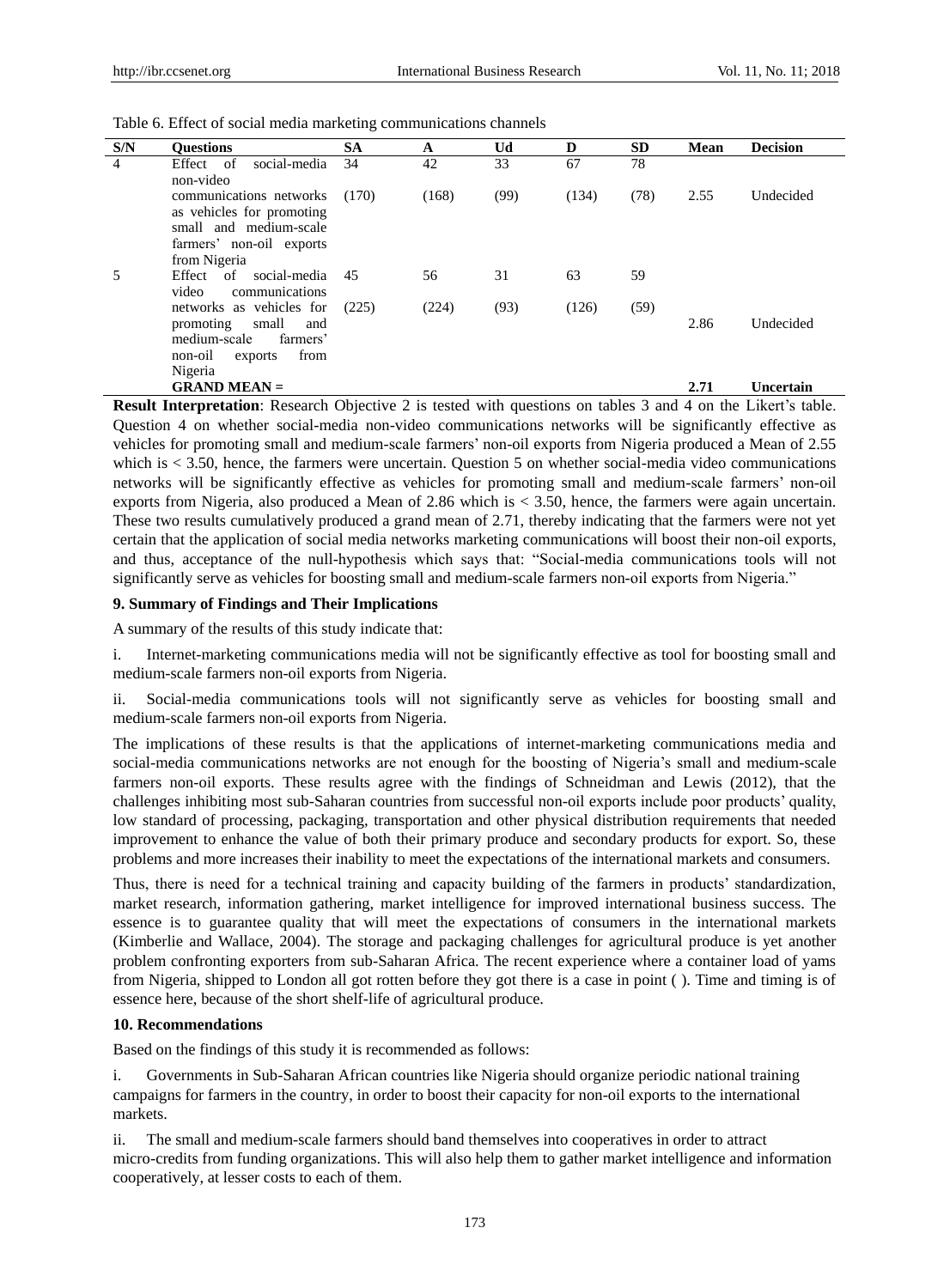Table 6. Effect of social media marketing communications channels

| S/N | Questions | SA | A | Ud | D | SD | Mean | Decision |
|---|---|---|---|---|---|---|---|---|
| 4 | Effect of social-media non-video communications networks as vehicles for promoting small and medium-scale farmers' non-oil exports from Nigeria | 34 (170) | 42 (168) | 33 (99) | 67 (134) | 78 (78) | 2.55 | Undecided |
| 5 | Effect of social-media video communications networks as vehicles for promoting small and medium-scale farmers' non-oil exports from Nigeria | 45 (225) | 56 (224) | 31 (93) | 63 (126) | 59 (59) | 2.86 | Undecided |
| | **GRAND MEAN =** | | | | | | **2.71** | **Uncertain** |

**Result Interpretation**: Research Objective 2 is tested with questions on tables 3 and 4 on the Likert's table. Question 4 on whether social-media non-video communications networks will be significantly effective as vehicles for promoting small and medium-scale farmers' non-oil exports from Nigeria produced a Mean of 2.55 which is < 3.50, hence, the farmers were uncertain. Question 5 on whether social-media video communications networks will be significantly effective as vehicles for promoting small and medium-scale farmers' non-oil exports from Nigeria, also produced a Mean of 2.86 which is < 3.50, hence, the farmers were again uncertain. These two results cumulatively produced a grand mean of 2.71, thereby indicating that the farmers were not yet certain that the application of social media networks marketing communications will boost their non-oil exports, and thus, acceptance of the null-hypothesis which says that: "Social-media communications tools will not significantly serve as vehicles for boosting small and medium-scale farmers non-oil exports from Nigeria."

## 9. Summary of Findings and Their Implications

A summary of the results of this study indicate that:

i. Internet-marketing communications media will not be significantly effective as tool for boosting small and medium-scale farmers non-oil exports from Nigeria.

ii. Social-media communications tools will not significantly serve as vehicles for boosting small and medium-scale farmers non-oil exports from Nigeria.

The implications of these results is that the applications of internet-marketing communications media and social-media communications networks are not enough for the boosting of Nigeria's small and medium-scale farmers non-oil exports. These results agree with the findings of Schneidman and Lewis (2012), that the challenges inhibiting most sub-Saharan countries from successful non-oil exports include poor products' quality, low standard of processing, packaging, transportation and other physical distribution requirements that needed improvement to enhance the value of both their primary produce and secondary products for export. So, these problems and more increases their inability to meet the expectations of the international markets and consumers.

Thus, there is need for a technical training and capacity building of the farmers in products' standardization, market research, information gathering, market intelligence for improved international business success. The essence is to guarantee quality that will meet the expectations of consumers in the international markets (Kimberlie and Wallace, 2004). The storage and packaging challenges for agricultural produce is yet another problem confronting exporters from sub-Saharan Africa. The recent experience where a container load of yams from Nigeria, shipped to London all got rotten before they got there is a case in point ( ). Time and timing is of essence here, because of the short shelf-life of agricultural produce.

## 10. Recommendations

Based on the findings of this study it is recommended as follows:

i. Governments in Sub-Saharan African countries like Nigeria should organize periodic national training campaigns for farmers in the country, in order to boost their capacity for non-oil exports to the international markets.

ii. The small and medium-scale farmers should band themselves into cooperatives in order to attract micro-credits from funding organizations. This will also help them to gather market intelligence and information cooperatively, at lesser costs to each of them.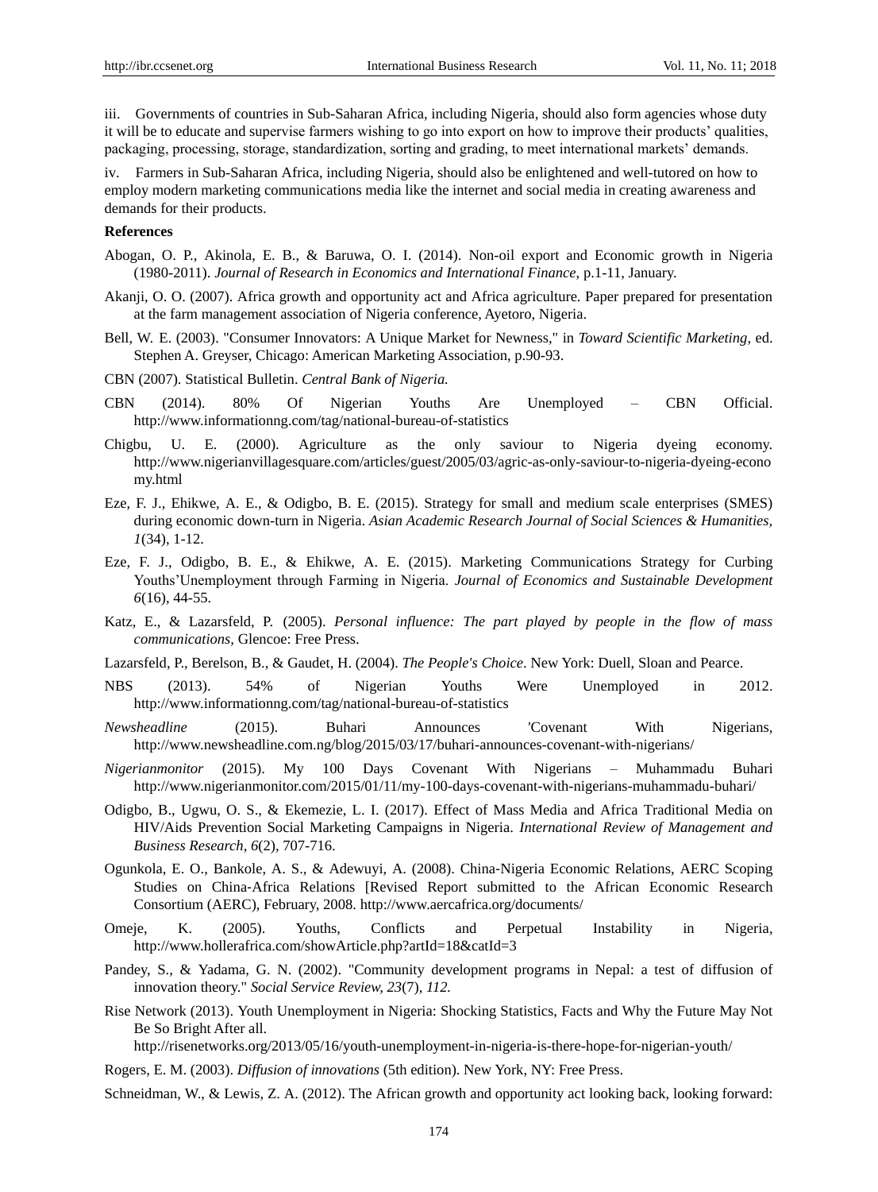iii. Governments of countries in Sub-Saharan Africa, including Nigeria, should also form agencies whose duty it will be to educate and supervise farmers wishing to go into export on how to improve their products' qualities, packaging, processing, storage, standardization, sorting and grading, to meet international markets' demands.

iv. Farmers in Sub-Saharan Africa, including Nigeria, should also be enlightened and well-tutored on how to employ modern marketing communications media like the internet and social media in creating awareness and demands for their products.

**References**

Abogan, O. P., Akinola, E. B., & Baruwa, O. I. (2014). Non-oil export and Economic growth in Nigeria (1980-2011). *Journal of Research in Economics and International Finance*, p.1-11, January.

Akanji, O. O. (2007). Africa growth and opportunity act and Africa agriculture. Paper prepared for presentation at the farm management association of Nigeria conference, Ayetoro, Nigeria.

Bell, W. E. (2003). "Consumer Innovators: A Unique Market for Newness," in *Toward Scientific Marketing*, ed. Stephen A. Greyser, Chicago: American Marketing Association, p.90-93.

CBN (2007). Statistical Bulletin. *Central Bank of Nigeria.*

CBN (2014). 80% Of Nigerian Youths Are Unemployed – CBN Official. http://www.informationng.com/tag/national-bureau-of-statistics

Chigbu, U. E. (2000). Agriculture as the only saviour to Nigeria dyeing economy. http://www.nigerianvillagesquare.com/articles/guest/2005/03/agric-as-only-saviour-to-nigeria-dyeing-economy.html

Eze, F. J., Ehikwe, A. E., & Odigbo, B. E. (2015). Strategy for small and medium scale enterprises (SMES) during economic down-turn in Nigeria. *Asian Academic Research Journal of Social Sciences & Humanities, 1*(34), 1-12.

Eze, F. J., Odigbo, B. E., & Ehikwe, A. E. (2015). Marketing Communications Strategy for Curbing Youths'Unemployment through Farming in Nigeria. *Journal of Economics and Sustainable Development 6*(16), 44-55.

Katz, E., & Lazarsfeld, P. (2005). *Personal influence: The part played by people in the flow of mass communications*, Glencoe: Free Press.

Lazarsfeld, P., Berelson, B., & Gaudet, H. (2004). *The People's Choice*. New York: Duell, Sloan and Pearce.

NBS (2013). 54% of Nigerian Youths Were Unemployed in 2012. http://www.informationng.com/tag/national-bureau-of-statistics

*Newsheadline* (2015). Buhari Announces 'Covenant With Nigerians, http://www.newsheadline.com.ng/blog/2015/03/17/buhari-announces-covenant-with-nigerians/

*Nigerianmonitor* (2015). My 100 Days Covenant With Nigerians – Muhammadu Buhari http://www.nigerianmonitor.com/2015/01/11/my-100-days-covenant-with-nigerians-muhammadu-buhari/

Odigbo, B., Ugwu, O. S., & Ekemezie, L. I. (2017). Effect of Mass Media and Africa Traditional Media on HIV/Aids Prevention Social Marketing Campaigns in Nigeria. *International Review of Management and Business Research, 6*(2), 707-716.

Ogunkola, E. O., Bankole, A. S., & Adewuyi, A. (2008). China-Nigeria Economic Relations, AERC Scoping Studies on China-Africa Relations [Revised Report submitted to the African Economic Research Consortium (AERC), February, 2008. http://www.aercafrica.org/documents/

Omeje, K. (2005). Youths, Conflicts and Perpetual Instability in Nigeria, http://www.hollerafrica.com/showArticle.php?artId=18&catId=3

Pandey, S., & Yadama, G. N. (2002). "Community development programs in Nepal: a test of diffusion of innovation theory." *Social Service Review, 23*(7), *112.*

Rise Network (2013). Youth Unemployment in Nigeria: Shocking Statistics, Facts and Why the Future May Not Be So Bright After all. http://risenetworks.org/2013/05/16/youth-unemployment-in-nigeria-is-there-hope-for-nigerian-youth/

Rogers, E. M. (2003). *Diffusion of innovations* (5th edition). New York, NY: Free Press.

Schneidman, W., & Lewis, Z. A. (2012). The African growth and opportunity act looking back, looking forward: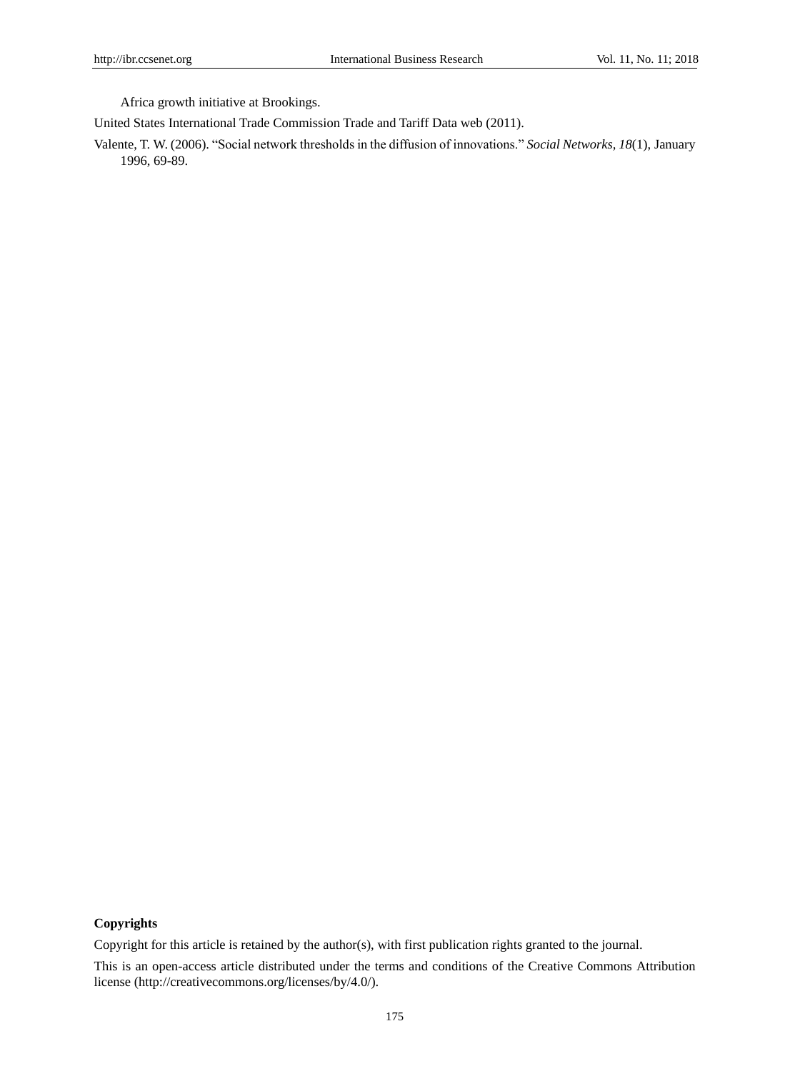Africa growth initiative at Brookings.

United States International Trade Commission Trade and Tariff Data web (2011).

Valente, T. W. (2006). "Social network thresholds in the diffusion of innovations." *Social Networks, 18*(1), January 1996, 69-89.

**Copyrights**

Copyright for this article is retained by the author(s), with first publication rights granted to the journal.

This is an open-access article distributed under the terms and conditions of the Creative Commons Attribution license (http://creativecommons.org/licenses/by/4.0/).